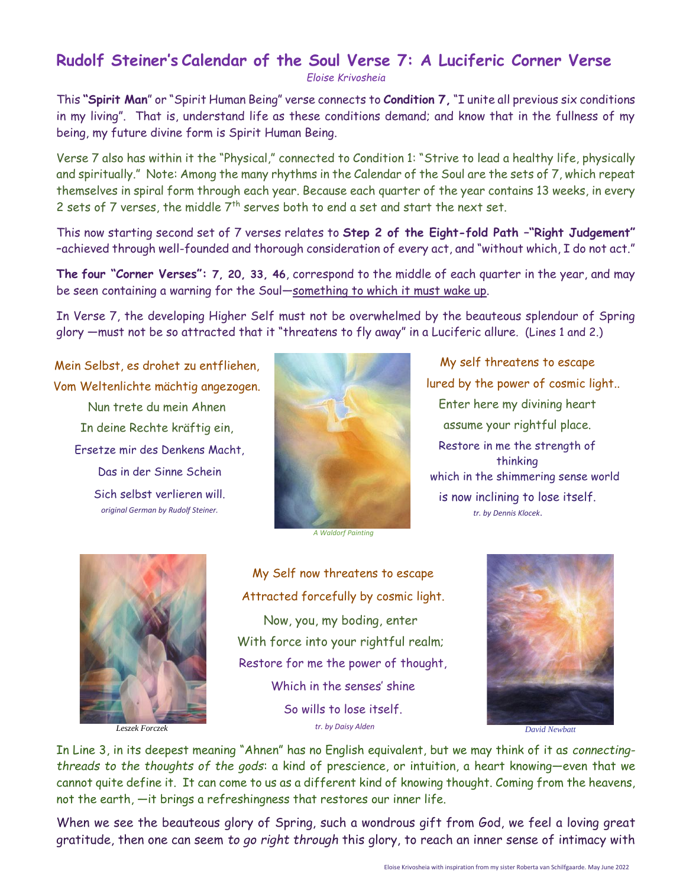# Rudolf Steiner's Calendar of the Soul Verse 7: A Luciferic Corner Verse

*Eloise Krivosheia*

This **"Spirit Man"** or "Spirit Human Being" verse connects to **Condition 7,** "I unite all previous six conditions in my living". That is, understand life as these conditions demand; and know that in the fullness of my being, my future divine form is Spirit Human Being.

Verse 7 also has within it the "Physical," connected to Condition 1: "Strive to lead a healthy life, physically and spiritually." Note: Among the many rhythms in the Calendar of the Soul are the sets of 7, which repeat themselves in spiral form through each year. Because each quarter of the year contains 13 weeks, in every 2 sets of 7 verses, the middle 7th serves both to end a set and start the next set.

This now starting second set of 7 verses relates to **Step 2 of the Eight-fold Path –"Right Judgement"** –achieved through well-founded and thorough consideration of every act, and "without which, I do not act."

**The four "Corner Verses": 7, 20, 33, 46**, correspond to the middle of each quarter in the year, and may be seen containing a warning for the Soul—something to which it must wake up.

In Verse 7, the developing Higher Self must not be overwhelmed by the beauteous splendour of Spring glory —must not be so attracted that it "threatens to fly away" in a Luciferic allure. (Lines 1 and 2.)

Mein Selbst, es drohet zu entfliehen,
Vom Weltenlichte mächtig angezogen.
Nun trete du mein Ahnen
In deine Rechte kräftig ein,
Ersetze mir des Denkens Macht,
Das in der Sinne Schein
Sich selbst verlieren will.

*original German by Rudolf Steiner.*

*A Waldorf Painting*

My self threatens to escape
lured by the power of cosmic light..
Enter here my divining heart
assume your rightful place.
Restore in me the strength of thinking
which in the shimmering sense world
is now inclining to lose itself.

*tr. by Dennis Klocek.*

*Leszek Forczek*

My Self now threatens to escape
Attracted forcefully by cosmic light.
Now, you, my boding, enter
With force into your rightful realm;
Restore for me the power of thought,
Which in the senses' shine
So wills to lose itself.

*tr. by Daisy Alden*

*David Newbatt*

In Line 3, in its deepest meaning "Ahnen" has no English equivalent, but we may think of it as *connecting-threads to the thoughts of the gods*: a kind of prescience, or intuition, a heart knowing—even that we cannot quite define it. It can come to us as a different kind of knowing thought. Coming from the heavens, not the earth, —it brings a refreshingness that restores our inner life.

When we see the beauteous glory of Spring, such a wondrous gift from God, we feel a loving great gratitude, then one can seem *to go right through* this glory, to reach an inner sense of intimacy with

Eloise Krivosheia with inspiration from my sister Roberta van Schilfgaarde. May June 2022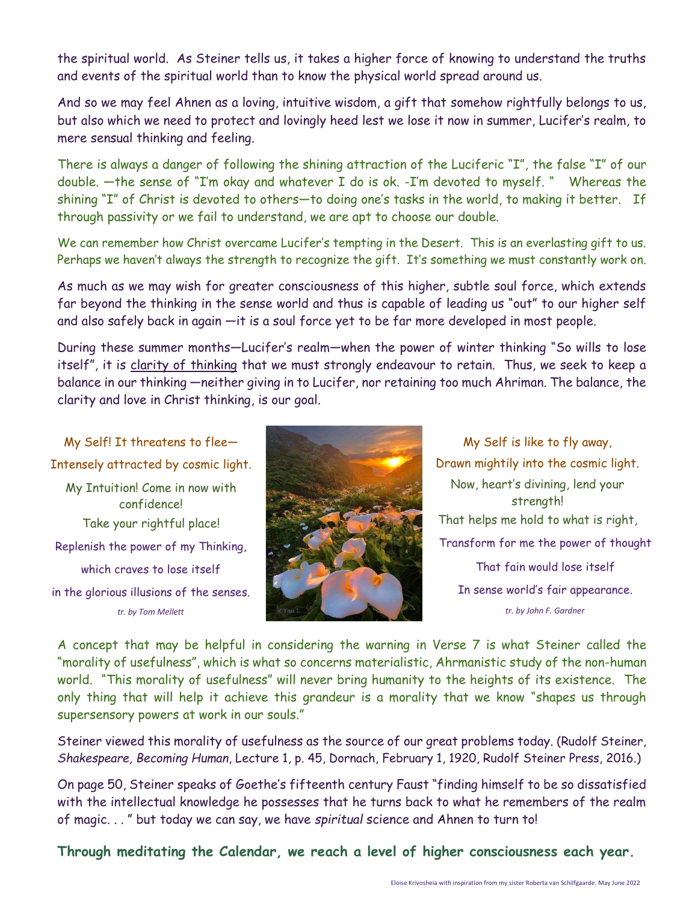the spiritual world. As Steiner tells us, it takes a higher force of knowing to understand the truths and events of the spiritual world than to know the physical world spread around us.

And so we may feel Ahnen as a loving, intuitive wisdom, a gift that somehow rightfully belongs to us, but also which we need to protect and lovingly heed lest we lose it now in summer, Lucifer's realm, to mere sensual thinking and feeling.

There is always a danger of following the shining attraction of the Luciferic "I", the false "I" of our double. —the sense of "I'm okay and whatever I do is ok. -I'm devoted to myself. " Whereas the shining "I" of Christ is devoted to others—to doing one's tasks in the world, to making it better. If through passivity or we fail to understand, we are apt to choose our double.

We can remember how Christ overcame Lucifer's tempting in the Desert. This is an everlasting gift to us. Perhaps we haven't always the strength to recognize the gift. It's something we must constantly work on.

As much as we may wish for greater consciousness of this higher, subtle soul force, which extends far beyond the thinking in the sense world and thus is capable of leading us "out" to our higher self and also safely back in again —it is a soul force yet to be far more developed in most people.

During these summer months—Lucifer's realm—when the power of winter thinking "So wills to lose itself", it is clarity of thinking that we must strongly endeavour to retain. Thus, we seek to keep a balance in our thinking —neither giving in to Lucifer, nor retaining too much Ahriman. The balance, the clarity and love in Christ thinking, is our goal.

My Self! It threatens to flee—
Intensely attracted by cosmic light.
My Intuition! Come in now with confidence!
Take your rightful place!
Replenish the power of my Thinking,
which craves to lose itself
in the glorious illusions of the senses.

*tr. by Tom Mellett*

My Self is like to fly away,
Drawn mightily into the cosmic light.
Now, heart's divining, lend your strength!
That helps me hold to what is right,
Transform for me the power of thought
That fain would lose itself
In sense world's fair appearance.

*tr. by John F. Gardner*

A concept that may be helpful in considering the warning in Verse 7 is what Steiner called the "morality of usefulness", which is what so concerns materialistic, Ahrmanistic study of the non-human world. "This morality of usefulness" will never bring humanity to the heights of its existence. The only thing that will help it achieve this grandeur is a morality that we know "shapes us through supersensory powers at work in our souls."

Steiner viewed this morality of usefulness as the source of our great problems today. (Rudolf Steiner, *Shakespeare, Becoming Human*, Lecture 1, p. 45, Dornach, February 1, 1920, Rudolf Steiner Press, 2016.)

On page 50, Steiner speaks of Goethe's fifteenth century Faust "finding himself to be so dissatisfied with the intellectual knowledge he possesses that he turns back to what he remembers of the realm of magic. . . " but today we can say, we have *spiritual* science and Ahnen to turn to!

**Through meditating the Calendar, we reach a level of higher consciousness each year.**

Eloise Krivosheia with inspiration from my sister Roberta van Schilfgaarde. May June 2022